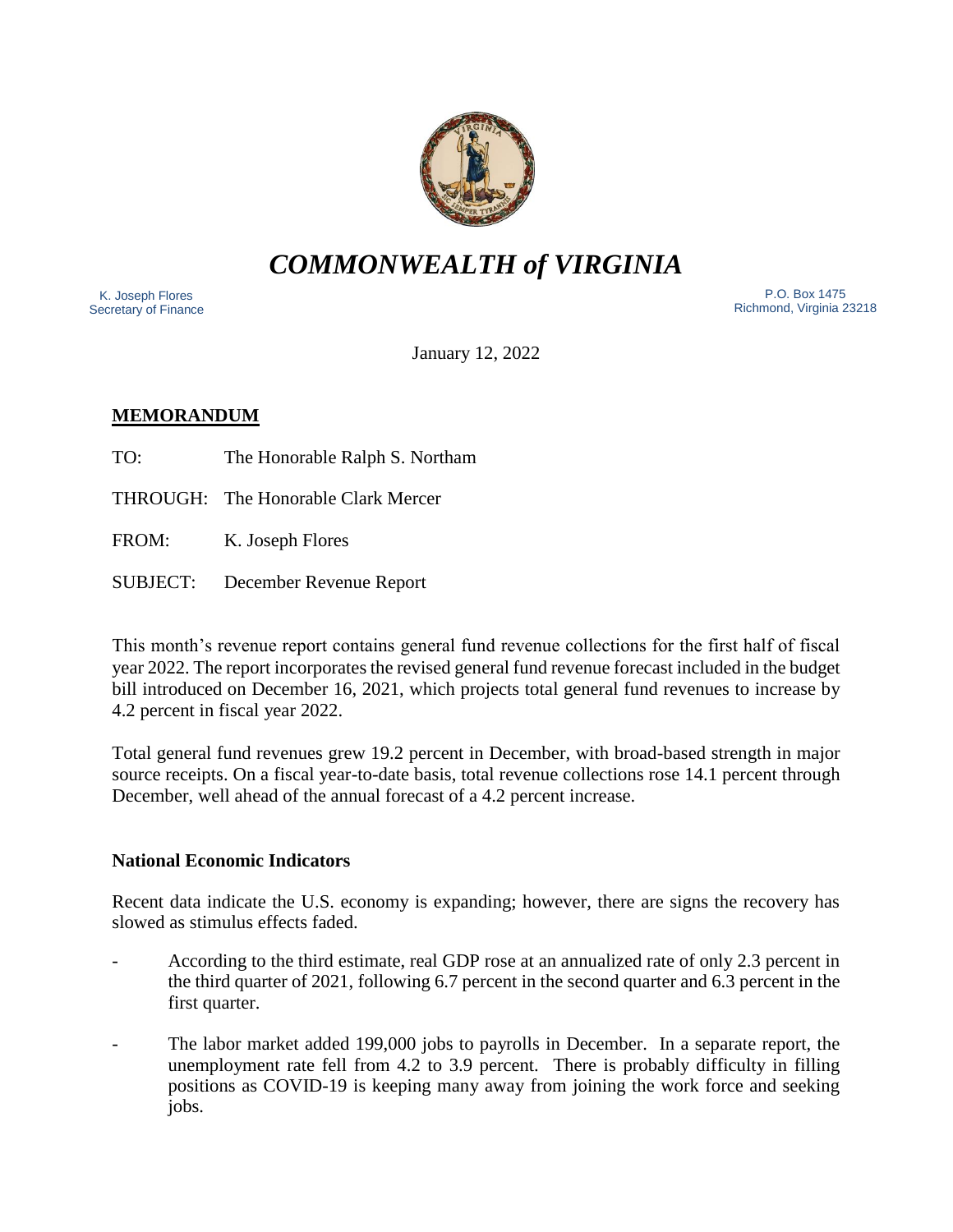# *COMMONWEALTH of VIRGINIA*

K. Joseph Flores
Secretary of Finance

P.O. Box 1475
Richmond, Virginia 23218

January 12, 2022

## MEMORANDUM

TO: The Honorable Ralph S. Northam

THROUGH: The Honorable Clark Mercer

FROM: K. Joseph Flores

SUBJECT: December Revenue Report

This month's revenue report contains general fund revenue collections for the first half of fiscal year 2022. The report incorporates the revised general fund revenue forecast included in the budget bill introduced on December 16, 2021, which projects total general fund revenues to increase by 4.2 percent in fiscal year 2022.

Total general fund revenues grew 19.2 percent in December, with broad-based strength in major source receipts. On a fiscal year-to-date basis, total revenue collections rose 14.1 percent through December, well ahead of the annual forecast of a 4.2 percent increase.

### National Economic Indicators

Recent data indicate the U.S. economy is expanding; however, there are signs the recovery has slowed as stimulus effects faded.

- According to the third estimate, real GDP rose at an annualized rate of only 2.3 percent in the third quarter of 2021, following 6.7 percent in the second quarter and 6.3 percent in the first quarter.
- The labor market added 199,000 jobs to payrolls in December. In a separate report, the unemployment rate fell from 4.2 to 3.9 percent. There is probably difficulty in filling positions as COVID-19 is keeping many away from joining the work force and seeking jobs.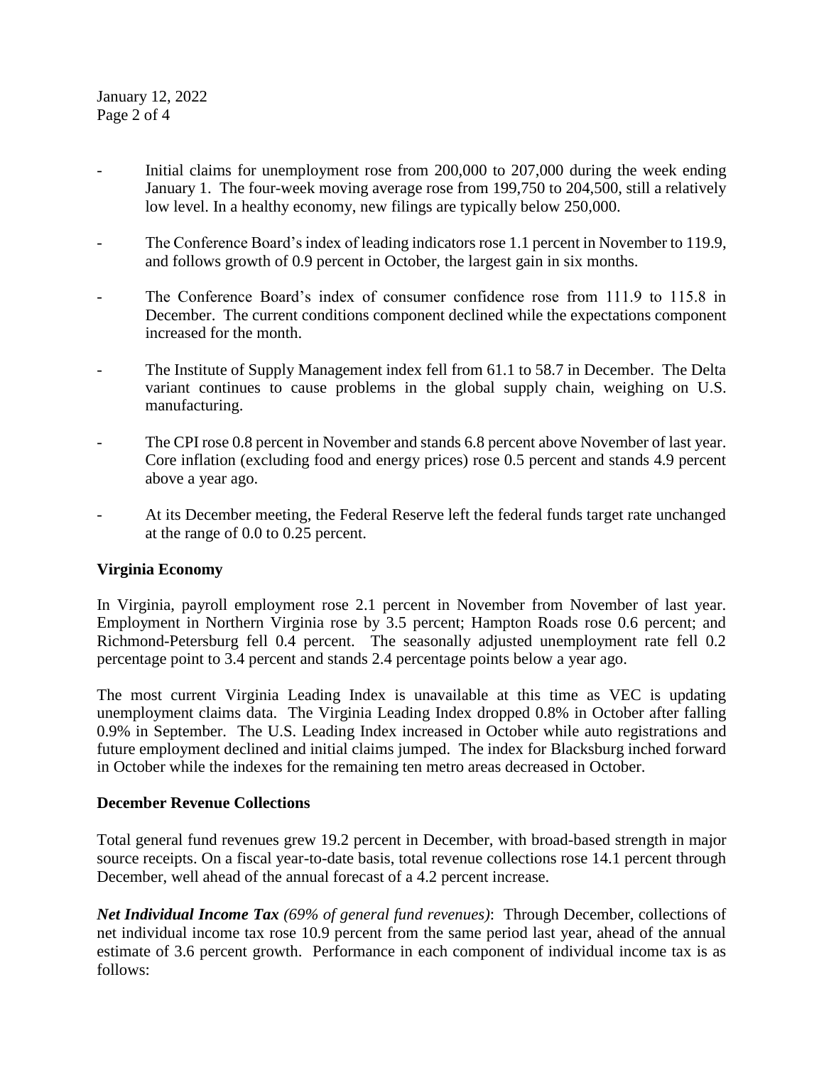- Initial claims for unemployment rose from 200,000 to 207,000 during the week ending January 1. The four-week moving average rose from 199,750 to 204,500, still a relatively low level. In a healthy economy, new filings are typically below 250,000.

- The Conference Board's index of leading indicators rose 1.1 percent in November to 119.9, and follows growth of 0.9 percent in October, the largest gain in six months.

- The Conference Board's index of consumer confidence rose from 111.9 to 115.8 in December. The current conditions component declined while the expectations component increased for the month.

- The Institute of Supply Management index fell from 61.1 to 58.7 in December. The Delta variant continues to cause problems in the global supply chain, weighing on U.S. manufacturing.

- The CPI rose 0.8 percent in November and stands 6.8 percent above November of last year. Core inflation (excluding food and energy prices) rose 0.5 percent and stands 4.9 percent above a year ago.

- At its December meeting, the Federal Reserve left the federal funds target rate unchanged at the range of 0.0 to 0.25 percent.

## Virginia Economy

In Virginia, payroll employment rose 2.1 percent in November from November of last year. Employment in Northern Virginia rose by 3.5 percent; Hampton Roads rose 0.6 percent; and Richmond-Petersburg fell 0.4 percent. The seasonally adjusted unemployment rate fell 0.2 percentage point to 3.4 percent and stands 2.4 percentage points below a year ago.

The most current Virginia Leading Index is unavailable at this time as VEC is updating unemployment claims data. The Virginia Leading Index dropped 0.8% in October after falling 0.9% in September. The U.S. Leading Index increased in October while auto registrations and future employment declined and initial claims jumped. The index for Blacksburg inched forward in October while the indexes for the remaining ten metro areas decreased in October.

## December Revenue Collections

Total general fund revenues grew 19.2 percent in December, with broad-based strength in major source receipts. On a fiscal year-to-date basis, total revenue collections rose 14.1 percent through December, well ahead of the annual forecast of a 4.2 percent increase.

***Net Individual Income Tax*** *(69% of general fund revenues)*: Through December, collections of net individual income tax rose 10.9 percent from the same period last year, ahead of the annual estimate of 3.6 percent growth. Performance in each component of individual income tax is as follows: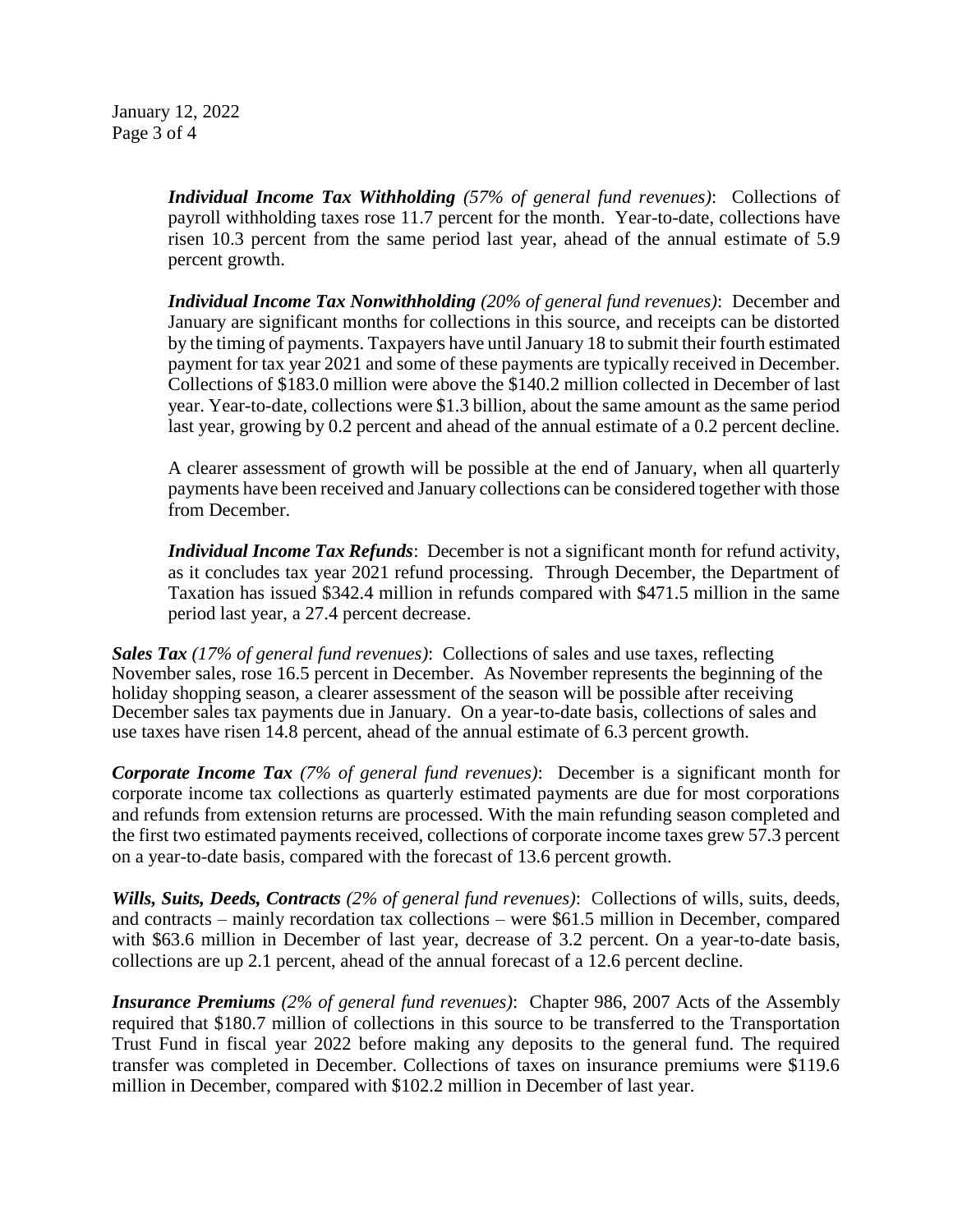***Individual Income Tax Withholding*** *(57% of general fund revenues)*: Collections of payroll withholding taxes rose 11.7 percent for the month. Year-to-date, collections have risen 10.3 percent from the same period last year, ahead of the annual estimate of 5.9 percent growth.

***Individual Income Tax Nonwithholding*** *(20% of general fund revenues)*: December and January are significant months for collections in this source, and receipts can be distorted by the timing of payments. Taxpayers have until January 18 to submit their fourth estimated payment for tax year 2021 and some of these payments are typically received in December. Collections of $183.0 million were above the $140.2 million collected in December of last year. Year-to-date, collections were $1.3 billion, about the same amount as the same period last year, growing by 0.2 percent and ahead of the annual estimate of a 0.2 percent decline.

A clearer assessment of growth will be possible at the end of January, when all quarterly payments have been received and January collections can be considered together with those from December.

***Individual Income Tax Refunds***: December is not a significant month for refund activity, as it concludes tax year 2021 refund processing. Through December, the Department of Taxation has issued $342.4 million in refunds compared with $471.5 million in the same period last year, a 27.4 percent decrease.

***Sales Tax*** *(17% of general fund revenues)*: Collections of sales and use taxes, reflecting November sales, rose 16.5 percent in December. As November represents the beginning of the holiday shopping season, a clearer assessment of the season will be possible after receiving December sales tax payments due in January. On a year-to-date basis, collections of sales and use taxes have risen 14.8 percent, ahead of the annual estimate of 6.3 percent growth.

***Corporate Income Tax*** *(7% of general fund revenues)*: December is a significant month for corporate income tax collections as quarterly estimated payments are due for most corporations and refunds from extension returns are processed. With the main refunding season completed and the first two estimated payments received, collections of corporate income taxes grew 57.3 percent on a year-to-date basis, compared with the forecast of 13.6 percent growth.

***Wills, Suits, Deeds, Contracts*** *(2% of general fund revenues)*: Collections of wills, suits, deeds, and contracts – mainly recordation tax collections – were $61.5 million in December, compared with $63.6 million in December of last year, decrease of 3.2 percent. On a year-to-date basis, collections are up 2.1 percent, ahead of the annual forecast of a 12.6 percent decline.

***Insurance Premiums*** *(2% of general fund revenues)*: Chapter 986, 2007 Acts of the Assembly required that $180.7 million of collections in this source to be transferred to the Transportation Trust Fund in fiscal year 2022 before making any deposits to the general fund. The required transfer was completed in December. Collections of taxes on insurance premiums were $119.6 million in December, compared with $102.2 million in December of last year.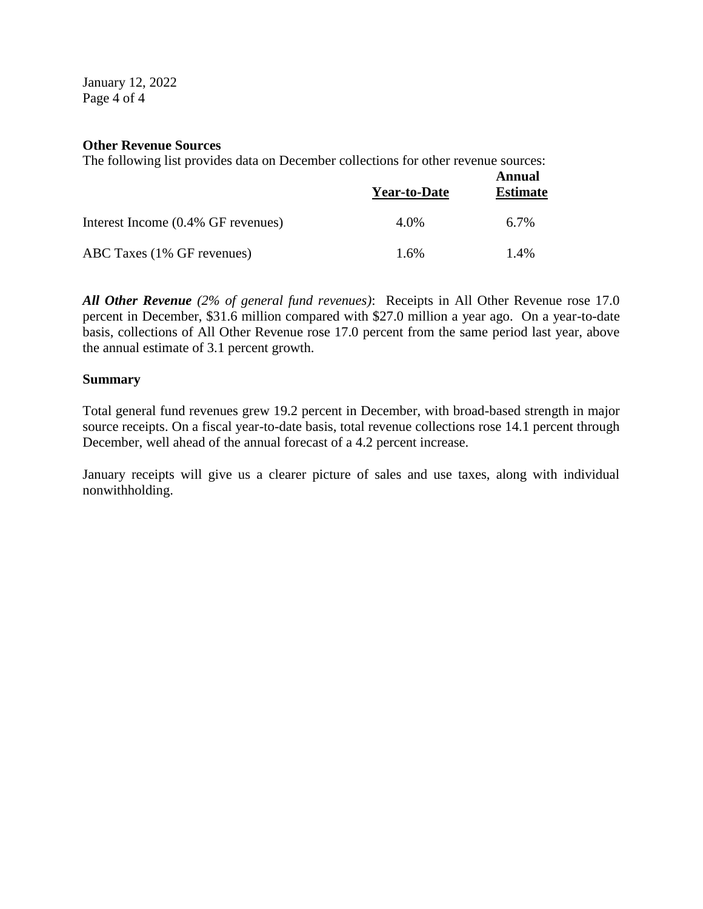January 12, 2022

### Other Revenue Sources

The following list provides data on December collections for other revenue sources:

| | Year-to-Date | Annual Estimate |
|---|---|---|
| Interest Income (0.4% GF revenues) | 4.0% | 6.7% |
| ABC Taxes (1% GF revenues) | 1.6% | 1.4% |

***All Other Revenue*** *(2% of general fund revenues)*: Receipts in All Other Revenue rose 17.0 percent in December, \$31.6 million compared with \$27.0 million a year ago. On a year-to-date basis, collections of All Other Revenue rose 17.0 percent from the same period last year, above the annual estimate of 3.1 percent growth.

### Summary

Total general fund revenues grew 19.2 percent in December, with broad-based strength in major source receipts. On a fiscal year-to-date basis, total revenue collections rose 14.1 percent through December, well ahead of the annual forecast of a 4.2 percent increase.

January receipts will give us a clearer picture of sales and use taxes, along with individual nonwithholding.